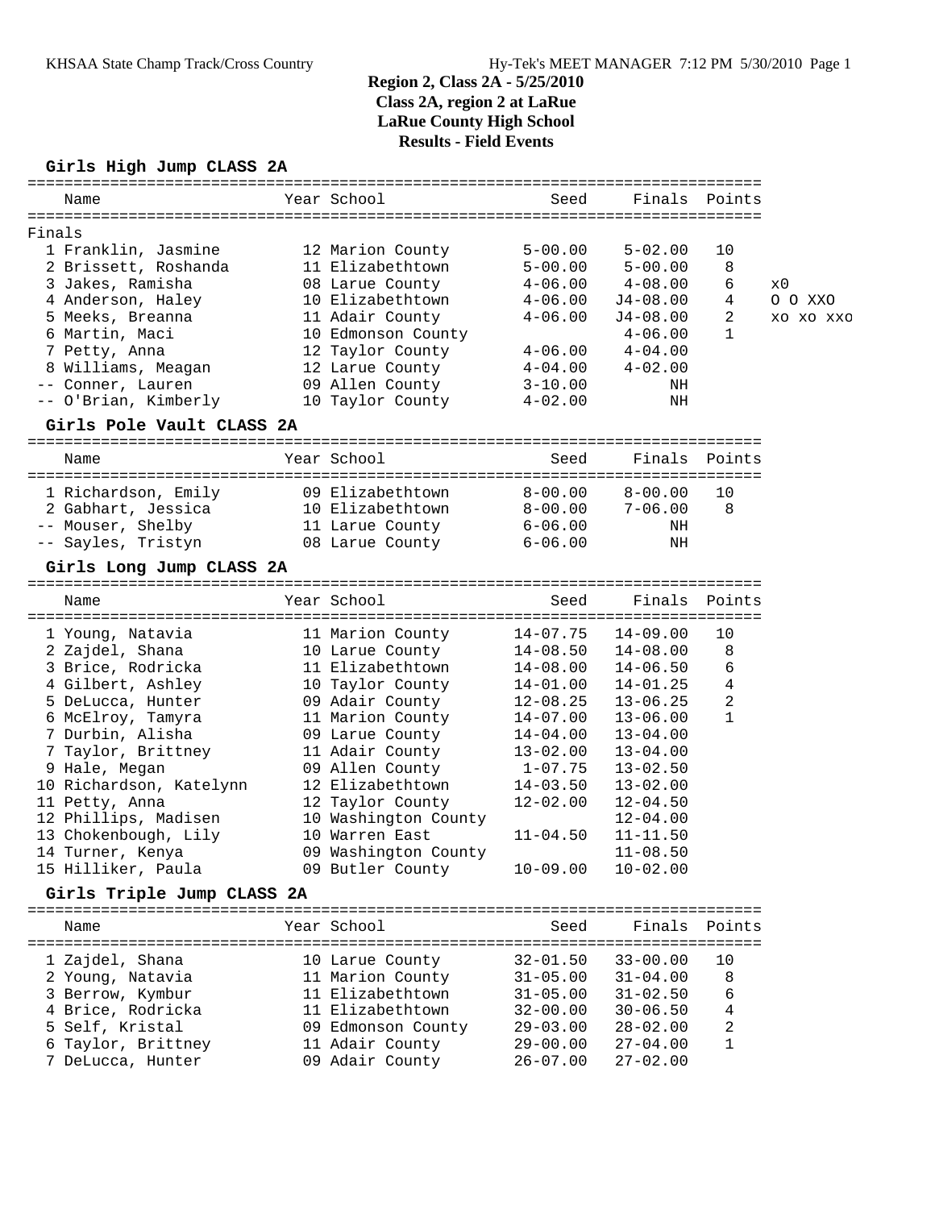KHSAA State Champ Track/Cross Country — Hy-Tek's MEET MANAGER 7:12 PM 5/30/2010 Page 1

# Region 2, Class 2A - 5/25/2010
## Class 2A, region 2 at LaRue
## LaRue County High School
## Results - Field Events

### Girls High Jump CLASS 2A

Finals

| Place | Name | Year | School | Seed | Finals | Points | |
|---|---|---|---|---|---|---|---|
| 1 | Franklin, Jasmine | 12 | Marion County | 5-00.00 | 5-02.00 | 10 | |
| 2 | Brissett, Roshanda | 11 | Elizabethtown | 5-00.00 | 5-00.00 | 8 | |
| 3 | Jakes, Ramisha | 08 | Larue County | 4-06.00 | 4-08.00 | 6 | x0 |
| 4 | Anderson, Haley | 10 | Elizabethtown | 4-06.00 | J4-08.00 | 4 | O O XXO |
| 5 | Meeks, Breanna | 11 | Adair County | 4-06.00 | J4-08.00 | 2 | xo xo xxo |
| 6 | Martin, Maci | 10 | Edmonson County | | 4-06.00 | 1 | |
| 7 | Petty, Anna | 12 | Taylor County | 4-06.00 | 4-04.00 | | |
| 8 | Williams, Meagan | 12 | Larue County | 4-04.00 | 4-02.00 | | |
| -- | Conner, Lauren | 09 | Allen County | 3-10.00 | NH | | |
| -- | O'Brian, Kimberly | 10 | Taylor County | 4-02.00 | NH | | |

### Girls Pole Vault CLASS 2A

| Place | Name | Year | School | Seed | Finals | Points |
|---|---|---|---|---|---|---|
| 1 | Richardson, Emily | 09 | Elizabethtown | 8-00.00 | 8-00.00 | 10 |
| 2 | Gabhart, Jessica | 10 | Elizabethtown | 8-00.00 | 7-06.00 | 8 |
| -- | Mouser, Shelby | 11 | Larue County | 6-06.00 | NH | |
| -- | Sayles, Tristyn | 08 | Larue County | 6-06.00 | NH | |

### Girls Long Jump CLASS 2A

| Place | Name | Year | School | Seed | Finals | Points |
|---|---|---|---|---|---|---|
| 1 | Young, Natavia | 11 | Marion County | 14-07.75 | 14-09.00 | 10 |
| 2 | Zajdel, Shana | 10 | Larue County | 14-08.50 | 14-08.00 | 8 |
| 3 | Brice, Rodricka | 11 | Elizabethtown | 14-08.00 | 14-06.50 | 6 |
| 4 | Gilbert, Ashley | 10 | Taylor County | 14-01.00 | 14-01.25 | 4 |
| 5 | DeLucca, Hunter | 09 | Adair County | 12-08.25 | 13-06.25 | 2 |
| 6 | McElroy, Tamyra | 11 | Marion County | 14-07.00 | 13-06.00 | 1 |
| 7 | Durbin, Alisha | 09 | Larue County | 14-04.00 | 13-04.00 | |
| 7 | Taylor, Brittney | 11 | Adair County | 13-02.00 | 13-04.00 | |
| 9 | Hale, Megan | 09 | Allen County | 1-07.75 | 13-02.50 | |
| 10 | Richardson, Katelynn | 12 | Elizabethtown | 14-03.50 | 13-02.00 | |
| 11 | Petty, Anna | 12 | Taylor County | 12-02.00 | 12-04.50 | |
| 12 | Phillips, Madisen | 10 | Washington County | | 12-04.00 | |
| 13 | Chokenbough, Lily | 10 | Warren East | 11-04.50 | 11-11.50 | |
| 14 | Turner, Kenya | 09 | Washington County | | 11-08.50 | |
| 15 | Hilliker, Paula | 09 | Butler County | 10-09.00 | 10-02.00 | |

### Girls Triple Jump CLASS 2A

| Place | Name | Year | School | Seed | Finals | Points |
|---|---|---|---|---|---|---|
| 1 | Zajdel, Shana | 10 | Larue County | 32-01.50 | 33-00.00 | 10 |
| 2 | Young, Natavia | 11 | Marion County | 31-05.00 | 31-04.00 | 8 |
| 3 | Berrow, Kymbur | 11 | Elizabethtown | 31-05.00 | 31-02.50 | 6 |
| 4 | Brice, Rodricka | 11 | Elizabethtown | 32-00.00 | 30-06.50 | 4 |
| 5 | Self, Kristal | 09 | Edmonson County | 29-03.00 | 28-02.00 | 2 |
| 6 | Taylor, Brittney | 11 | Adair County | 29-00.00 | 27-04.00 | 1 |
| 7 | DeLucca, Hunter | 09 | Adair County | 26-07.00 | 27-02.00 | |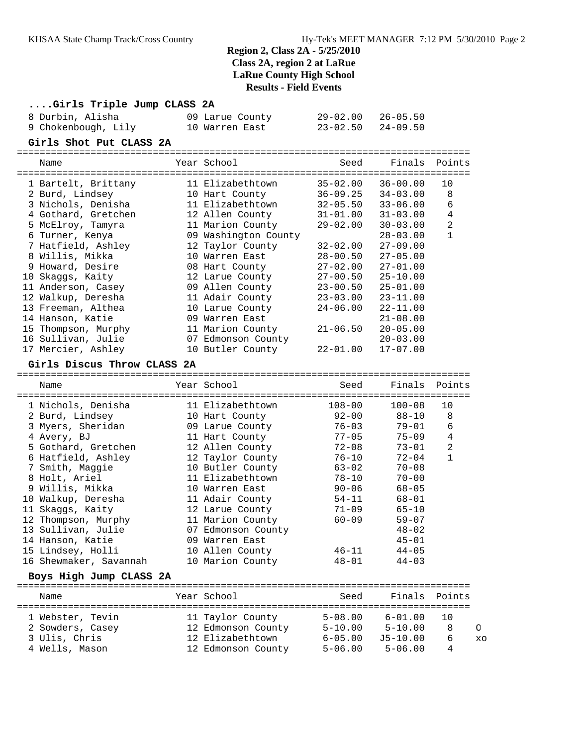# Region 2, Class 2A - 5/25/2010
## Class 2A, region 2 at LaRue
## LaRue County High School
## Results - Field Events

### ....Girls Triple Jump CLASS 2A

| Name | Year | School | Seed | Finals |
|---|---|---|---|---|
| 8 Durbin, Alisha | 09 | Larue County | 29-02.00 | 26-05.50 |
| 9 Chokenbough, Lily | 10 | Warren East | 23-02.50 | 24-09.50 |

### Girls Shot Put CLASS 2A

| Name | Year | School | Seed | Finals | Points |
|---|---|---|---|---|---|
| 1 Bartelt, Brittany | 11 | Elizabethtown | 35-02.00 | 36-00.00 | 10 |
| 2 Burd, Lindsey | 10 | Hart County | 36-09.25 | 34-03.00 | 8 |
| 3 Nichols, Denisha | 11 | Elizabethtown | 32-05.50 | 33-06.00 | 6 |
| 4 Gothard, Gretchen | 12 | Allen County | 31-01.00 | 31-03.00 | 4 |
| 5 McElroy, Tamyra | 11 | Marion County | 29-02.00 | 30-03.00 | 2 |
| 6 Turner, Kenya | 09 | Washington County | | 28-03.00 | 1 |
| 7 Hatfield, Ashley | 12 | Taylor County | 32-02.00 | 27-09.00 | |
| 8 Willis, Mikka | 10 | Warren East | 28-00.50 | 27-05.00 | |
| 9 Howard, Desire | 08 | Hart County | 27-02.00 | 27-01.00 | |
| 10 Skaggs, Kaity | 12 | Larue County | 27-00.50 | 25-10.00 | |
| 11 Anderson, Casey | 09 | Allen County | 23-00.50 | 25-01.00 | |
| 12 Walkup, Deresha | 11 | Adair County | 23-03.00 | 23-11.00 | |
| 13 Freeman, Althea | 10 | Larue County | 24-06.00 | 22-11.00 | |
| 14 Hanson, Katie | 09 | Warren East | | 21-08.00 | |
| 15 Thompson, Murphy | 11 | Marion County | 21-06.50 | 20-05.00 | |
| 16 Sullivan, Julie | 07 | Edmonson County | | 20-03.00 | |
| 17 Mercier, Ashley | 10 | Butler County | 22-01.00 | 17-07.00 | |

### Girls Discus Throw CLASS 2A

| Name | Year | School | Seed | Finals | Points |
|---|---|---|---|---|---|
| 1 Nichols, Denisha | 11 | Elizabethtown | 108-00 | 100-08 | 10 |
| 2 Burd, Lindsey | 10 | Hart County | 92-00 | 88-10 | 8 |
| 3 Myers, Sheridan | 09 | Larue County | 76-03 | 79-01 | 6 |
| 4 Avery, BJ | 11 | Hart County | 77-05 | 75-09 | 4 |
| 5 Gothard, Gretchen | 12 | Allen County | 72-08 | 73-01 | 2 |
| 6 Hatfield, Ashley | 12 | Taylor County | 76-10 | 72-04 | 1 |
| 7 Smith, Maggie | 10 | Butler County | 63-02 | 70-08 | |
| 8 Holt, Ariel | 11 | Elizabethtown | 78-10 | 70-00 | |
| 9 Willis, Mikka | 10 | Warren East | 90-06 | 68-05 | |
| 10 Walkup, Deresha | 11 | Adair County | 54-11 | 68-01 | |
| 11 Skaggs, Kaity | 12 | Larue County | 71-09 | 65-10 | |
| 12 Thompson, Murphy | 11 | Marion County | 60-09 | 59-07 | |
| 13 Sullivan, Julie | 07 | Edmonson County | | 48-02 | |
| 14 Hanson, Katie | 09 | Warren East | | 45-01 | |
| 15 Lindsey, Holli | 10 | Allen County | 46-11 | 44-05 | |
| 16 Shewmaker, Savannah | 10 | Marion County | 48-01 | 44-03 | |

### Boys High Jump CLASS 2A

| Name | Year | School | Seed | Finals | Points | |
|---|---|---|---|---|---|---|
| 1 Webster, Tevin | 11 | Taylor County | 5-08.00 | 6-01.00 | 10 | |
| 2 Sowders, Casey | 12 | Edmonson County | 5-10.00 | 5-10.00 | 8 | O |
| 3 Ulis, Chris | 12 | Elizabethtown | 6-05.00 | J5-10.00 | 6 | XO |
| 4 Wells, Mason | 12 | Edmonson County | 5-06.00 | 5-06.00 | 4 | |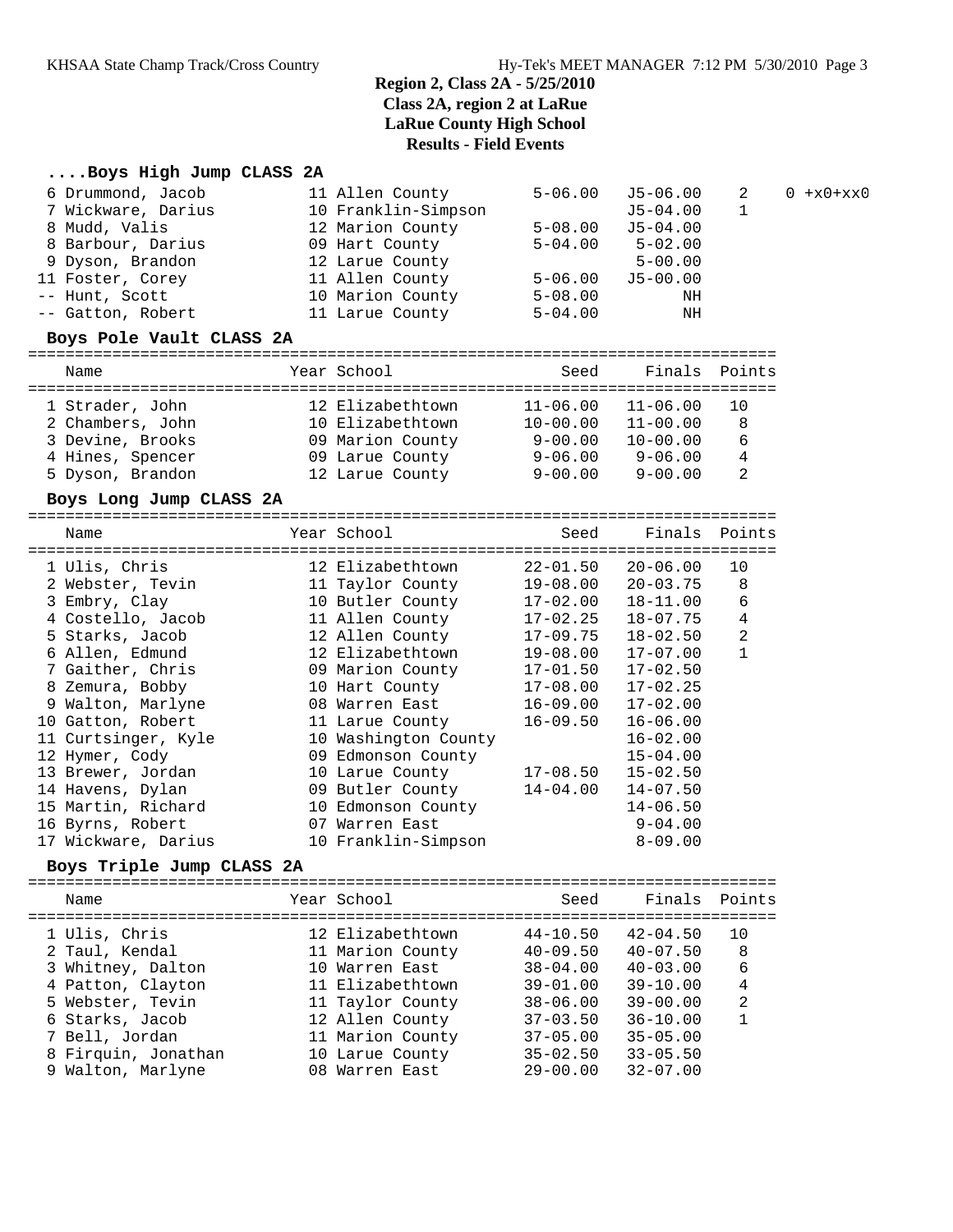# Region 2, Class 2A - 5/25/2010
## Class 2A, region 2 at LaRue
## LaRue County High School
## Results - Field Events

### ....Boys High Jump CLASS 2A

| Place | Name | Year | School | Seed | Finals | Points | |
|---|---|---|---|---|---|---|---|
| 6 | Drummond, Jacob | 11 | Allen County | 5-06.00 | J5-06.00 | 2 | 0 +x0+xx0 |
| 7 | Wickware, Darius | 10 | Franklin-Simpson | | J5-04.00 | 1 | |
| 8 | Mudd, Valis | 12 | Marion County | 5-08.00 | J5-04.00 | | |
| 8 | Barbour, Darius | 09 | Hart County | 5-04.00 | 5-02.00 | | |
| 9 | Dyson, Brandon | 12 | Larue County | | 5-00.00 | | |
| 11 | Foster, Corey | 11 | Allen County | 5-06.00 | J5-00.00 | | |
| -- | Hunt, Scott | 10 | Marion County | 5-08.00 | NH | | |
| -- | Gatton, Robert | 11 | Larue County | 5-04.00 | NH | | |

### Boys Pole Vault CLASS 2A

| Place | Name | Year | School | Seed | Finals | Points |
|---|---|---|---|---|---|---|
| 1 | Strader, John | 12 | Elizabethtown | 11-06.00 | 11-06.00 | 10 |
| 2 | Chambers, John | 10 | Elizabethtown | 10-00.00 | 11-00.00 | 8 |
| 3 | Devine, Brooks | 09 | Marion County | 9-00.00 | 10-00.00 | 6 |
| 4 | Hines, Spencer | 09 | Larue County | 9-06.00 | 9-06.00 | 4 |
| 5 | Dyson, Brandon | 12 | Larue County | 9-00.00 | 9-00.00 | 2 |

### Boys Long Jump CLASS 2A

| Place | Name | Year | School | Seed | Finals | Points |
|---|---|---|---|---|---|---|
| 1 | Ulis, Chris | 12 | Elizabethtown | 22-01.50 | 20-06.00 | 10 |
| 2 | Webster, Tevin | 11 | Taylor County | 19-08.00 | 20-03.75 | 8 |
| 3 | Embry, Clay | 10 | Butler County | 17-02.00 | 18-11.00 | 6 |
| 4 | Costello, Jacob | 11 | Allen County | 17-02.25 | 18-07.75 | 4 |
| 5 | Starks, Jacob | 12 | Allen County | 17-09.75 | 18-02.50 | 2 |
| 6 | Allen, Edmund | 12 | Elizabethtown | 19-08.00 | 17-07.00 | 1 |
| 7 | Gaither, Chris | 09 | Marion County | 17-01.50 | 17-02.50 | |
| 8 | Zemura, Bobby | 10 | Hart County | 17-08.00 | 17-02.25 | |
| 9 | Walton, Marlyne | 08 | Warren East | 16-09.00 | 17-02.00 | |
| 10 | Gatton, Robert | 11 | Larue County | 16-09.50 | 16-06.00 | |
| 11 | Curtsinger, Kyle | 10 | Washington County | | 16-02.00 | |
| 12 | Hymer, Cody | 09 | Edmonson County | | 15-04.00 | |
| 13 | Brewer, Jordan | 10 | Larue County | 17-08.50 | 15-02.50 | |
| 14 | Havens, Dylan | 09 | Butler County | 14-04.00 | 14-07.50 | |
| 15 | Martin, Richard | 10 | Edmonson County | | 14-06.50 | |
| 16 | Byrns, Robert | 07 | Warren East | | 9-04.00 | |
| 17 | Wickware, Darius | 10 | Franklin-Simpson | | 8-09.00 | |

### Boys Triple Jump CLASS 2A

| Place | Name | Year | School | Seed | Finals | Points |
|---|---|---|---|---|---|---|
| 1 | Ulis, Chris | 12 | Elizabethtown | 44-10.50 | 42-04.50 | 10 |
| 2 | Taul, Kendal | 11 | Marion County | 40-09.50 | 40-07.50 | 8 |
| 3 | Whitney, Dalton | 10 | Warren East | 38-04.00 | 40-03.00 | 6 |
| 4 | Patton, Clayton | 11 | Elizabethtown | 39-01.00 | 39-10.00 | 4 |
| 5 | Webster, Tevin | 11 | Taylor County | 38-06.00 | 39-00.00 | 2 |
| 6 | Starks, Jacob | 12 | Allen County | 37-03.50 | 36-10.00 | 1 |
| 7 | Bell, Jordan | 11 | Marion County | 37-05.00 | 35-05.00 | |
| 8 | Firquin, Jonathan | 10 | Larue County | 35-02.50 | 33-05.50 | |
| 9 | Walton, Marlyne | 08 | Warren East | 29-00.00 | 32-07.00 | |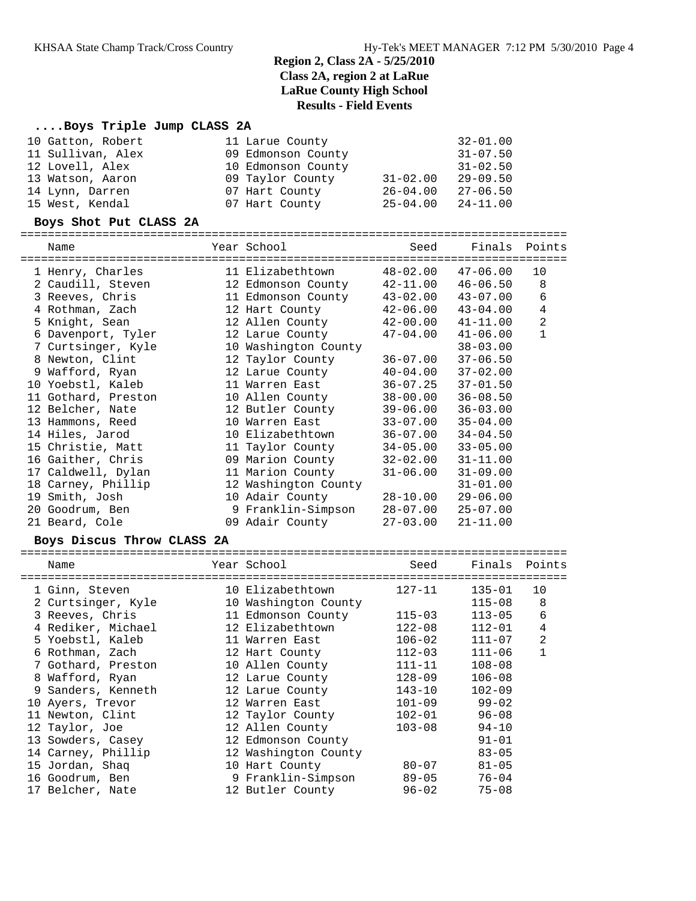**Region 2, Class 2A - 5/25/2010**
**Class 2A, region 2 at LaRue**
**LaRue County High School**
**Results - Field Events**

### ....Boys Triple Jump CLASS 2A

| Place | Name | Year | School | Seed | Finals |
|---|---|---|---|---|---|
| 10 | Gatton, Robert | 11 | Larue County | | 32-01.00 |
| 11 | Sullivan, Alex | 09 | Edmonson County | | 31-07.50 |
| 12 | Lovell, Alex | 10 | Edmonson County | | 31-02.50 |
| 13 | Watson, Aaron | 09 | Taylor County | 31-02.00 | 29-09.50 |
| 14 | Lynn, Darren | 07 | Hart County | 26-04.00 | 27-06.50 |
| 15 | West, Kendal | 07 | Hart County | 25-04.00 | 24-11.00 |

### Boys Shot Put CLASS 2A

| Place | Name | Year | School | Seed | Finals | Points |
|---|---|---|---|---|---|---|
| 1 | Henry, Charles | 11 | Elizabethtown | 48-02.00 | 47-06.00 | 10 |
| 2 | Caudill, Steven | 12 | Edmonson County | 42-11.00 | 46-06.50 | 8 |
| 3 | Reeves, Chris | 11 | Edmonson County | 43-02.00 | 43-07.00 | 6 |
| 4 | Rothman, Zach | 12 | Hart County | 42-06.00 | 43-04.00 | 4 |
| 5 | Knight, Sean | 12 | Allen County | 42-00.00 | 41-11.00 | 2 |
| 6 | Davenport, Tyler | 12 | Larue County | 47-04.00 | 41-06.00 | 1 |
| 7 | Curtsinger, Kyle | 10 | Washington County | | 38-03.00 | |
| 8 | Newton, Clint | 12 | Taylor County | 36-07.00 | 37-06.50 | |
| 9 | Wafford, Ryan | 12 | Larue County | 40-04.00 | 37-02.00 | |
| 10 | Yoebstl, Kaleb | 11 | Warren East | 36-07.25 | 37-01.50 | |
| 11 | Gothard, Preston | 10 | Allen County | 38-00.00 | 36-08.50 | |
| 12 | Belcher, Nate | 12 | Butler County | 39-06.00 | 36-03.00 | |
| 13 | Hammons, Reed | 10 | Warren East | 33-07.00 | 35-04.00 | |
| 14 | Hiles, Jarod | 10 | Elizabethtown | 36-07.00 | 34-04.50 | |
| 15 | Christie, Matt | 11 | Taylor County | 34-05.00 | 33-05.00 | |
| 16 | Gaither, Chris | 09 | Marion County | 32-02.00 | 31-11.00 | |
| 17 | Caldwell, Dylan | 11 | Marion County | 31-06.00 | 31-09.00 | |
| 18 | Carney, Phillip | 12 | Washington County | | 31-01.00 | |
| 19 | Smith, Josh | 10 | Adair County | 28-10.00 | 29-06.00 | |
| 20 | Goodrum, Ben | 9 | Franklin-Simpson | 28-07.00 | 25-07.00 | |
| 21 | Beard, Cole | 09 | Adair County | 27-03.00 | 21-11.00 | |

### Boys Discus Throw CLASS 2A

| Place | Name | Year | School | Seed | Finals | Points |
|---|---|---|---|---|---|---|
| 1 | Ginn, Steven | 10 | Elizabethtown | 127-11 | 135-01 | 10 |
| 2 | Curtsinger, Kyle | 10 | Washington County | | 115-08 | 8 |
| 3 | Reeves, Chris | 11 | Edmonson County | 115-03 | 113-05 | 6 |
| 4 | Rediker, Michael | 12 | Elizabethtown | 122-08 | 112-01 | 4 |
| 5 | Yoebstl, Kaleb | 11 | Warren East | 106-02 | 111-07 | 2 |
| 6 | Rothman, Zach | 12 | Hart County | 112-03 | 111-06 | 1 |
| 7 | Gothard, Preston | 10 | Allen County | 111-11 | 108-08 | |
| 8 | Wafford, Ryan | 12 | Larue County | 128-09 | 106-08 | |
| 9 | Sanders, Kenneth | 12 | Larue County | 143-10 | 102-09 | |
| 10 | Ayers, Trevor | 12 | Warren East | 101-09 | 99-02 | |
| 11 | Newton, Clint | 12 | Taylor County | 102-01 | 96-08 | |
| 12 | Taylor, Joe | 12 | Allen County | 103-08 | 94-10 | |
| 13 | Sowders, Casey | 12 | Edmonson County | | 91-01 | |
| 14 | Carney, Phillip | 12 | Washington County | | 83-05 | |
| 15 | Jordan, Shaq | 10 | Hart County | 80-07 | 81-05 | |
| 16 | Goodrum, Ben | 9 | Franklin-Simpson | 89-05 | 76-04 | |
| 17 | Belcher, Nate | 12 | Butler County | 96-02 | 75-08 | |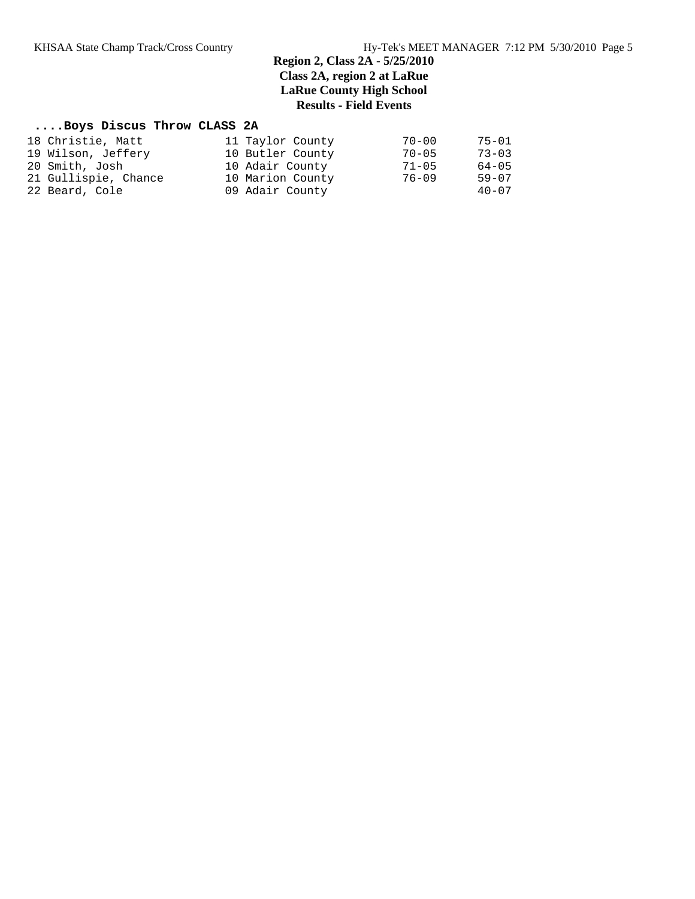**Region 2, Class 2A - 5/25/2010**
**Class 2A, region 2 at LaRue**
**LaRue County High School**
**Results - Field Events**

### ....Boys Discus Throw CLASS 2A

| | | | | | |
|---|---|---|---|---|---|
| 18 | Christie, Matt | 11 | Taylor County | 70-00 | 75-01 |
| 19 | Wilson, Jeffery | 10 | Butler County | 70-05 | 73-03 |
| 20 | Smith, Josh | 10 | Adair County | 71-05 | 64-05 |
| 21 | Gullispie, Chance | 10 | Marion County | 76-09 | 59-07 |
| 22 | Beard, Cole | 09 | Adair County | | 40-07 |